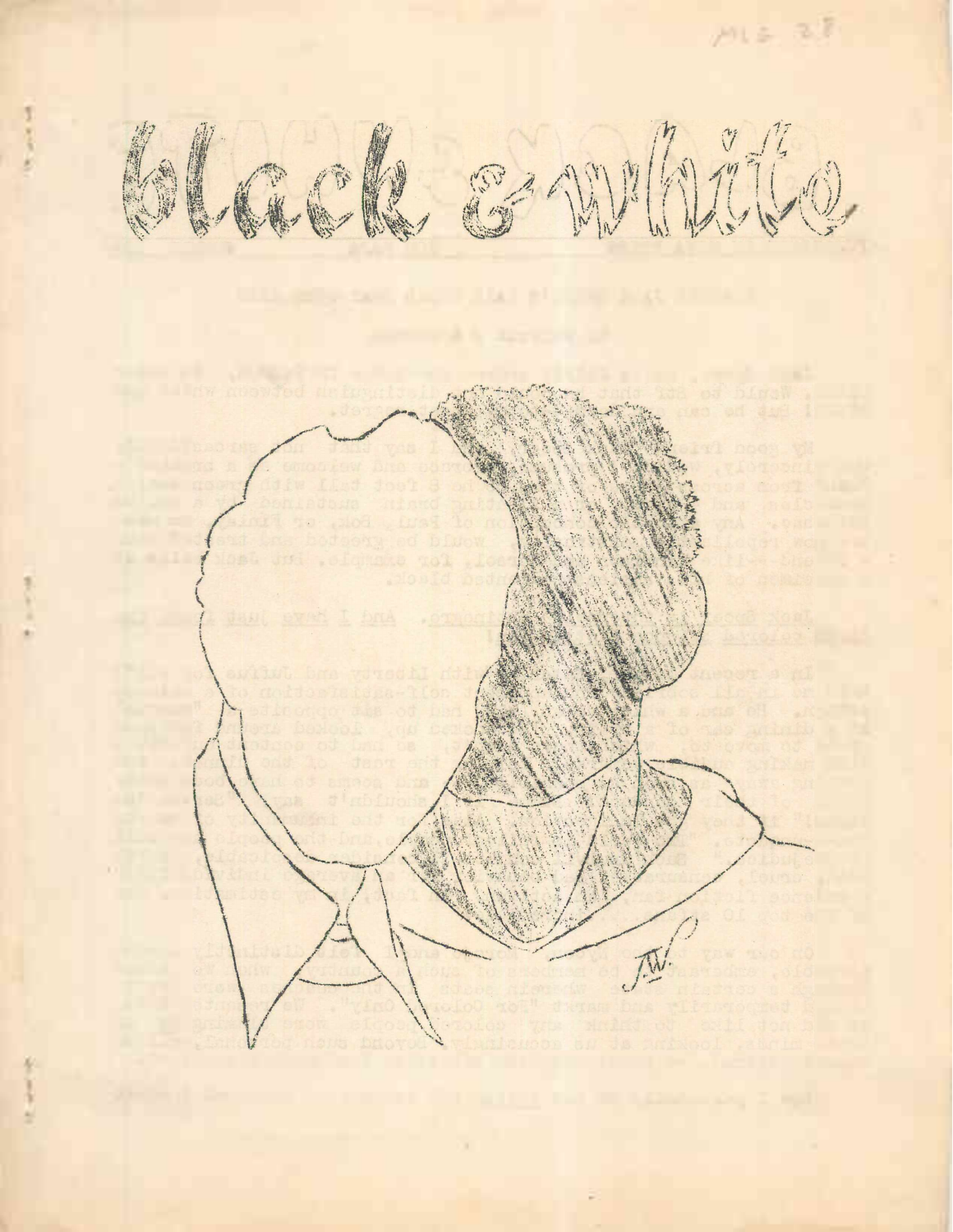# black & white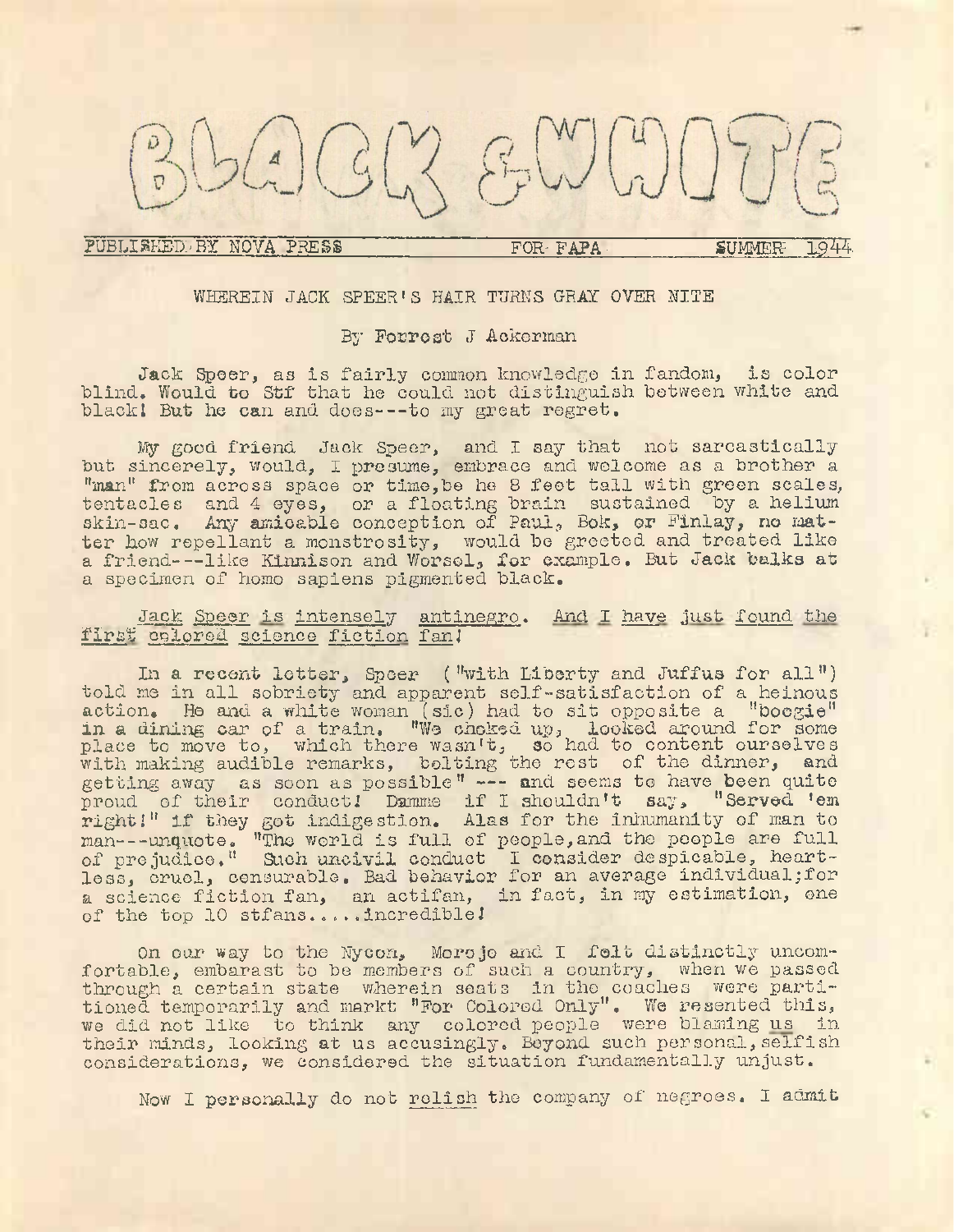# BLACK & WHITE

PUBLISHED BY NOVA PRESS — FOR FAPA — SUMMER 1944

## WHEREIN JACK SPEER'S HAIR TURNS GRAY OVER NITE

By Forrest J Ackerman

Jack Speer, as is fairly common knowledge in fandom, is color blind. Would to Stf that he could not distinguish between white and black! But he can and does---to my great regret.

My good friend Jack Speer, and I say that not sarcastically but sincerely, would, I presume, embrace and welcome as a brother a "man" from across space or time, be he 8 feet tall with green scales, tentacles and 4 eyes, or a floating brain sustained by a helium skin-sac. Any amicable conception of Paul, Bok, or Finlay, no matter how repellant a monstrosity, would be greeted and treated like a friend---like Kinnison and Worsel, for example. But Jack balks at a specimen of homo sapiens pigmented black.

Jack Speer is intensely antinegro. And I have just found the first colored science fiction fan!

In a recent letter, Speer ("with Liberty and Juffus for all") told me in all sobriety and apparent self-satisfaction of a heinous action. He and a white woman (sic) had to sit opposite a "boogie" in a dining car of a train. "We choked up, looked around for some place to move to, which there wasn't, so had to content ourselves with making audible remarks, bolting the rest of the dinner, and getting away as soon as possible" --- and seems to have been quite proud of their conduct! Damme if I shouldn't say, "Served 'em right!" if they got indigestion. Alas for the inhumanity of man to man---unquote. "The world is full of people, and the people are full of prejudice." Such uncivil conduct I consider despicable, heartless, cruel, censurable. Bad behavior for an average individual; for a science fiction fan, an actifan, in fact, in my estimation, one of the top 10 stfans.....incredible!

On our way to the Nycon, Morojo and I felt distinctly uncomfortable, embarast to be members of such a country, when we passed through a certain state wherein seats in the coaches were partitioned temporarily and markt "For Colored Only". We resented this, we did not like to think any colored people were blaming us in their minds, looking at us accusingly. Beyond such personal, selfish considerations, we considered the situation fundamentally unjust.

Now I personally do not relish the company of negroes. I admit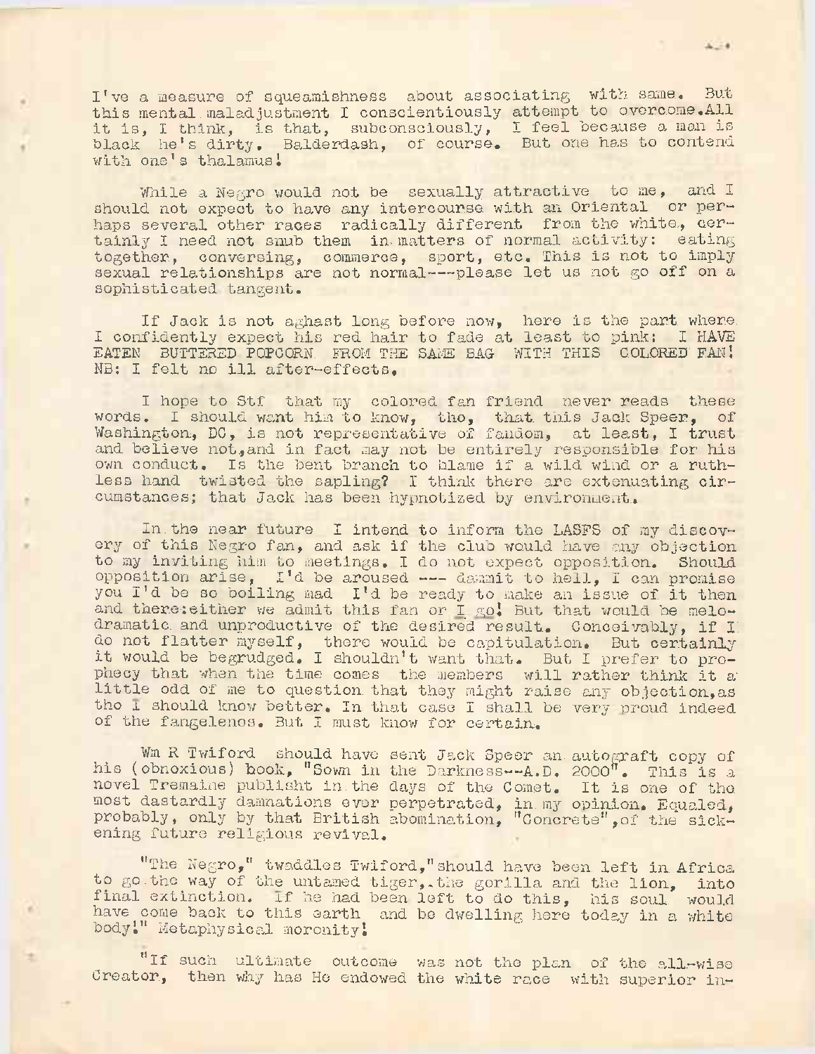I've a measure of squeamishness about associating with same. But this mental maladjustment I conscientiously attempt to overcome.All it is, I think, is that, subconsciously, I feel because a man is black he's dirty. Balderdash, of course. But one has to contend with one's thalamus!

While a Negro would not be sexually attractive to me, and I should not expect to have any intercourse with an Oriental or perhaps several other races radically different from the white, certainly I need not snub them in matters of normal activity: eating together, conversing, commerce, sport, etc. This is not to imply sexual relationships are not normal---please let us not go off on a sophisticated tangent.

If Jack is not aghast long before now, here is the part where I confidently expect his red hair to fade at least to pink: I HAVE EATEN BUTTERED POPCORN FROM THE SAME BAG WITH THIS COLORED FAN! NB: I felt no ill after-effects.

I hope to Stf that my colored fan friend never reads these words. I should want him to know, tho, that this Jack Speer, of Washington, DC, is not representative of fandom, at least, I trust and believe not,and in fact may not be entirely responsible for his own conduct. Is the bent branch to blame if a wild wind or a ruthless hand twisted the sapling? I think there are extenuating circumstances; that Jack has been hypnotized by environment.

In the near future I intend to inform the LASFS of my discovery of this Negro fan, and ask if the club would have any objection to my inviting him to meetings. I do not expect opposition. Should opposition arise, I'd be aroused --- dammit to hell, I can promise you I'd be so boiling mad I'd be ready to make an issue of it then and there:either we admit this fan or I go! But that would be melodramatic and unproductive of the desired result. Conceivably, if I do not flatter myself, there would be capitulation. But certainly it would be begrudged. I shouldn't want that. But I prefer to prophecy that when the time comes the members will rather think it a little odd of me to question that they might raise any objection,as tho I should know better. In that case I shall be very proud indeed of the fangelenos. But I must know for certain.

Wm R Twiford should have sent Jack Speer an autograft copy of his (obnoxious) book, "Sown in the Darkness--A.D. 2000". This is a novel Tremaine publisht in the days of the Comet. It is one of the most dastardly damnations ever perpetrated, in my opinion. Equaled, probably, only by that British abomination, "Concrete",of the sickening future religious revival.

"The Negro," twaddles Twiford,"should have been left in Africa to go the way of the untamed tiger, the gorilla and the lion, into final extinction. If he had been left to do this, his soul would have come back to this earth and be dwelling here today in a white body!" Metaphysical moronity!

"If such ultimate outcome was not the plan of the all-wise Creator, then why has He endowed the white race with superior in-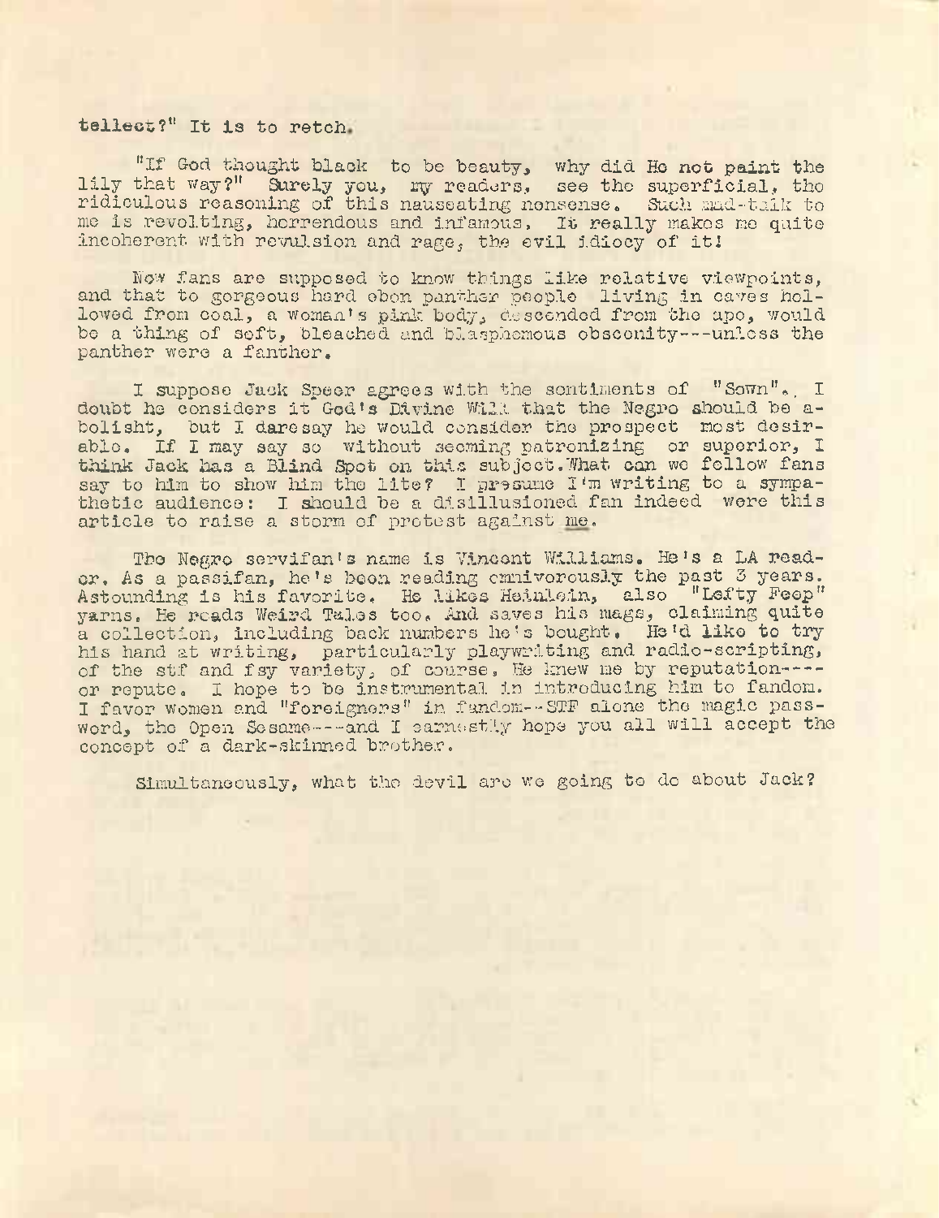tellect?" It is to retch.

"If God thought black to be beauty, why did He not paint the lily that way?" Surely you, my readers, see the superficial, the ridiculous reasoning of this nauseating nonsense. Such mad-talk to me is revolting, horrendous and infamous. It really makes me quite incoherent with revulsion and rage, the evil idiocy of it!

Now fans are supposed to know things like relative viewpoints, and that to gorgeous hard ebon panther people living in caves hollowed from coal, a woman's pink body, descended from the ape, would be a thing of soft, bleached and blasphemous obscenity---unless the panther were a fanther.

I suppose Jack Speer agrees with the sentiments of "Sown". I doubt he considers it God's Divine Will that the Negro should be abolisht, but I daresay he would consider the prospect most desirable. If I may say so without seeming patronizing or superior, I think Jack has a Blind Spot on this subject. What can we fellow fans say to him to show him the lite? I presume I'm writing to a sympathetic audience: I should be a disillusioned fan indeed were this article to raise a storm of protest against me.

The Negro servifan's name is Vincent Williams. He's a LA reader. As a passifan, he's been reading omnivorously the past 3 years. Astounding is his favorite. He likes Heinlein, also "Lefty Feep" yarns. He reads Weird Tales too. And saves his mags, claiming quite a collection, including back numbers he's bought. He'd like to try his hand at writing, particularly playwriting and radio-scripting, of the stf and fsy variety, of course. He knew me by reputation----or repute. I hope to be instrumental in introducing him to fandom. I favor women and "foreigners" in fandom--STF alone the magic password, the Open Sesame---and I earnestly hope you all will accept the concept of a dark-skinned brother.

Simultaneously, what the devil are we going to do about Jack?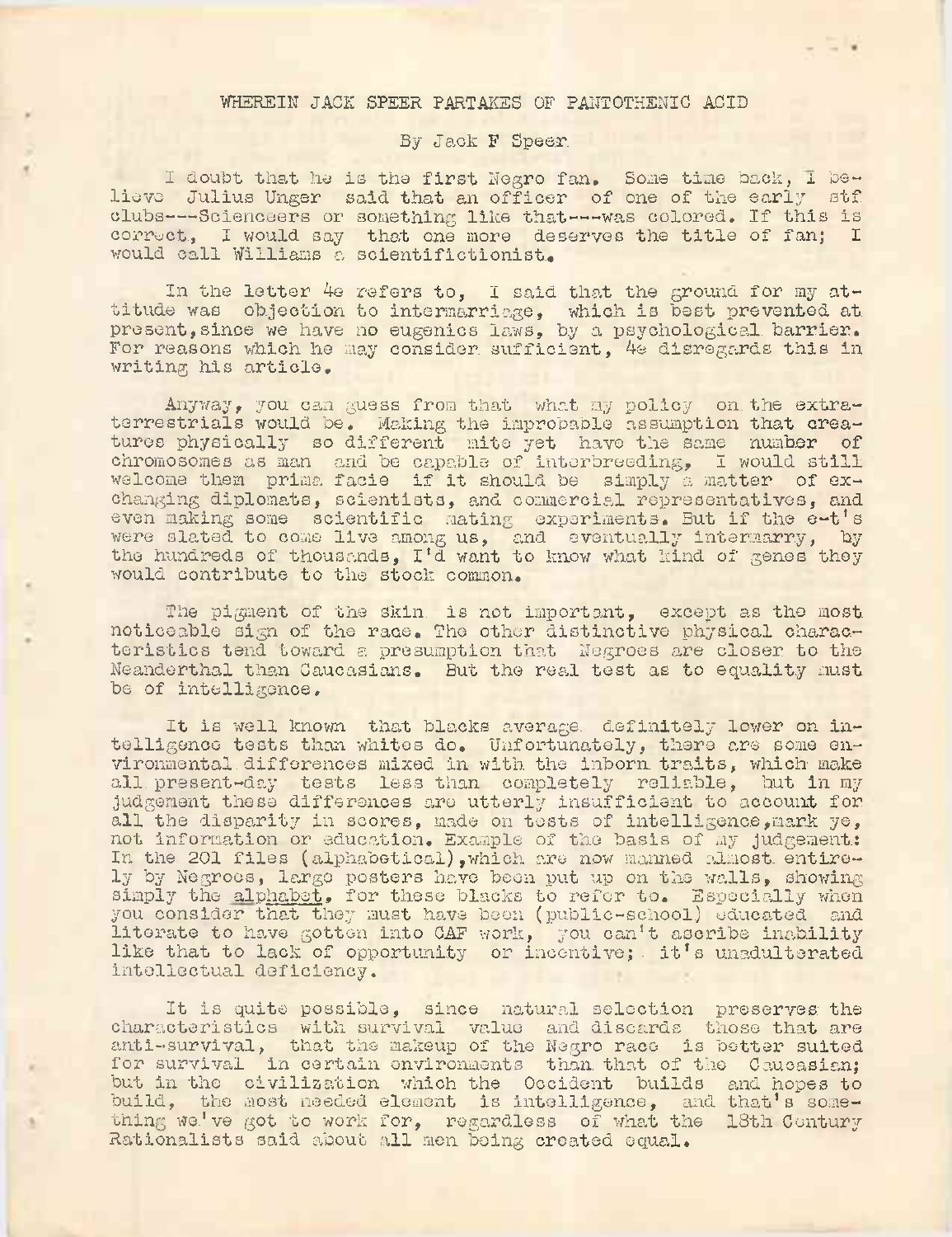# WHEREIN JACK SPEER PARTAKES OF PANTOTHENIC ACID

By Jack F Speer

I doubt that he is the first Negro fan. Some time back, I believe Julius Unger said that an officer of one of the early stf clubs---Scienceers or something like that---was colored. If this is correct, I would say that one more deserves the title of fan; I would call Williams a scientifictionist.

In the letter 4e refers to, I said that the ground for my attitude was objection to intermarriage, which is best prevented at present, since we have no eugenics laws, by a psychological barrier. For reasons which he may consider sufficient, 4e disregards this in writing his article.

Anyway, you can guess from that what my policy on the extraterrestrials would be. Making the improbable assumption that creatures physically so different mite yet have the same number of chromosomes as man and be capable of interbreeding, I would still welcome them prima facie if it should be simply a matter of exchanging diplomats, scientists, and commercial representatives, and even making some scientific mating experiments. But if the e-t's were slated to come live among us, and eventually intermarry, by the hundreds of thousands, I'd want to know what kind of genes they would contribute to the stock common.

The pigment of the skin is not important, except as the most noticeable sign of the race. The other distinctive physical characteristics tend toward a presumption that Negroes are closer to the Neanderthal than Caucasians. But the real test as to equality must be of intelligence.

It is well known that blacks average definitely lower on intelligence tests than whites do. Unfortunately, there are some environmental differences mixed in with the inborn traits, which make all present-day tests less than completely reliable, but in my judgement these differences are utterly insufficient to account for all the disparity in scores, made on tests of intelligence, mark ye, not information or education. Example of the basis of my judgement: In the 201 files (alphabetical), which are now manned almost entirely by Negroes, large posters have been put up on the walls, showing simply the alphabet, for these blacks to refer to. Especially when you consider that they must have been (public-school) educated and literate to have gotten into CAF work, you can't ascribe inability like that to lack of opportunity or incentive; it's unadulterated intellectual deficiency.

It is quite possible, since natural selection preserves the characteristics with survival value and discards those that are anti-survival, that the makeup of the Negro race is better suited for survival in certain environments than that of the Caucasian; but in the civilization which the Occident builds and hopes to build, the most needed element is intelligence, and that's something we've got to work for, regardless of what the 18th Century Rationalists said about all men being created equal.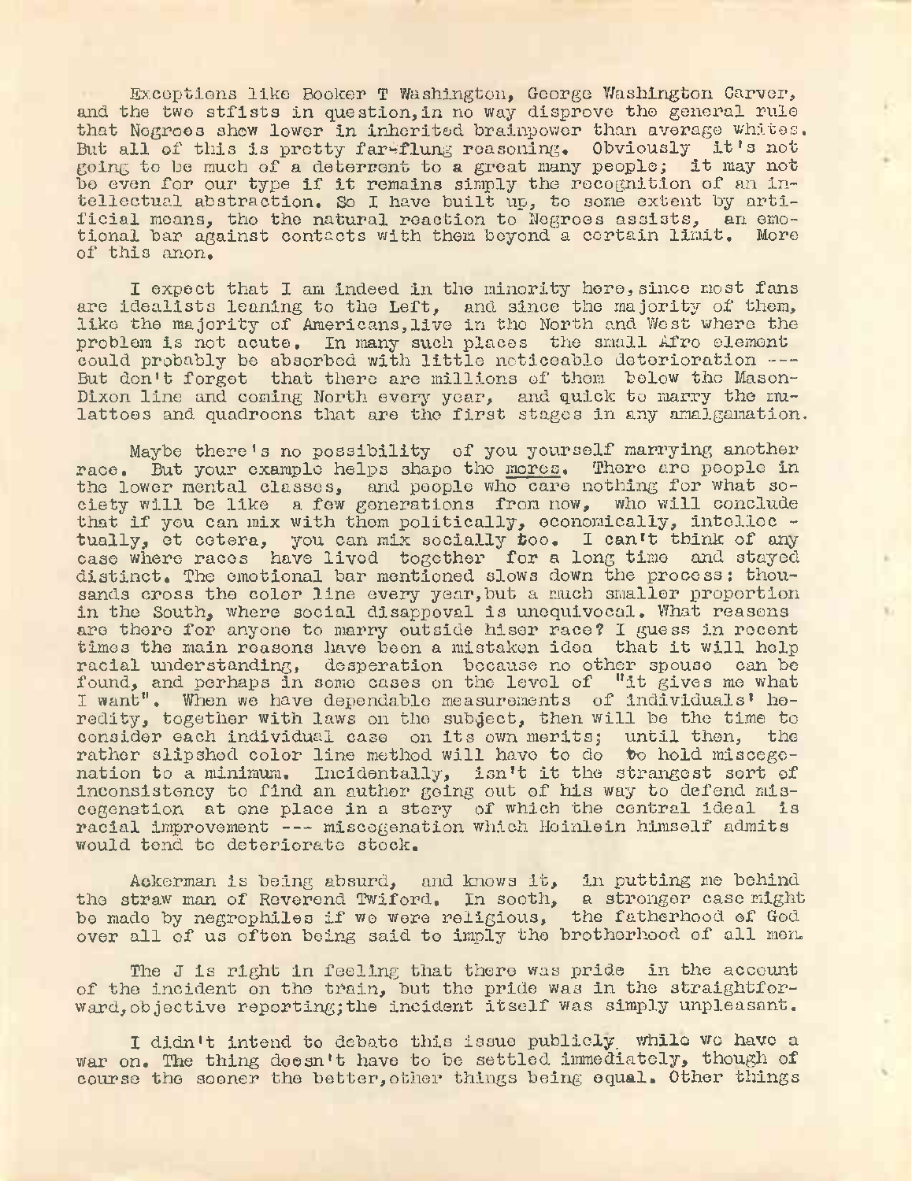Exceptions like Booker T Washington, George Washington Carver, and the two stfists in question, in no way disprove the general rule that Negroes show lower in inherited brainpower than average whites. But all of this is pretty far-flung reasoning. Obviously it's not going to be much of a deterrent to a great many people; it may not be even for our type if it remains simply the recognition of an intellectual abstraction. So I have built up, to some extent by artificial means, tho the natural reaction to Negroes assists, an emotional bar against contacts with them beyond a certain limit. More of this anon.

I expect that I am indeed in the minority here, since most fans are idealists leaning to the Left, and since the majority of them, like the majority of Americans, live in the North and West where the problem is not acute. In many such places the small Afro element could probably be absorbed with little noticeable deterioration --- But don't forget that there are millions of them below the Mason-Dixon line and coming North every year, and quick to marry the mulattoes and quadroons that are the first stages in any amalgamation.

Maybe there's no possibility of you yourself marrying another race. But your example helps shape the mores. There are people in the lower mental classes, and people who care nothing for what society will be like a few generations from now, who will conclude that if you can mix with them politically, economically, intellectually, et cetera, you can mix socially too. I can't think of any case where races have lived together for a long time and stayed distinct. The emotional bar mentioned slows down the process: thousands cross the color line every year, but a much smaller proportion in the South, where social disapproval is unequivocal. What reasons are there for anyone to marry outside hiser race? I guess in recent times the main reasons have been a mistaken idea that it will help racial understanding, desperation because no other spouse can be found, and perhaps in some cases on the level of "it gives me what I want". When we have dependable measurements of individuals' heredity, together with laws on the subject, then will be the time to consider each individual case on its own merits; until then, the rather slipshod color line method will have to do to hold miscegenation to a minimum. Incidentally, isn't it the strangest sort of inconsistency to find an author going out of his way to defend miscegenation at one place in a story of which the central ideal is racial improvement --- miscegenation which Heinlein himself admits would tend to deteriorate stock.

Ackerman is being absurd, and knows it, in putting me behind the straw man of Reverend Twiford. In sooth, a stronger case might be made by negrophiles if we were religious, the fatherhood of God over all of us often being said to imply the brotherhood of all men.

The J is right in feeling that there was pride in the account of the incident on the train, but the pride was in the straightforward, objective reporting; the incident itself was simply unpleasant.

I didn't intend to debate this issue publicly while we have a war on. The thing doesn't have to be settled immediately, though of course the sooner the better, other things being equal. Other things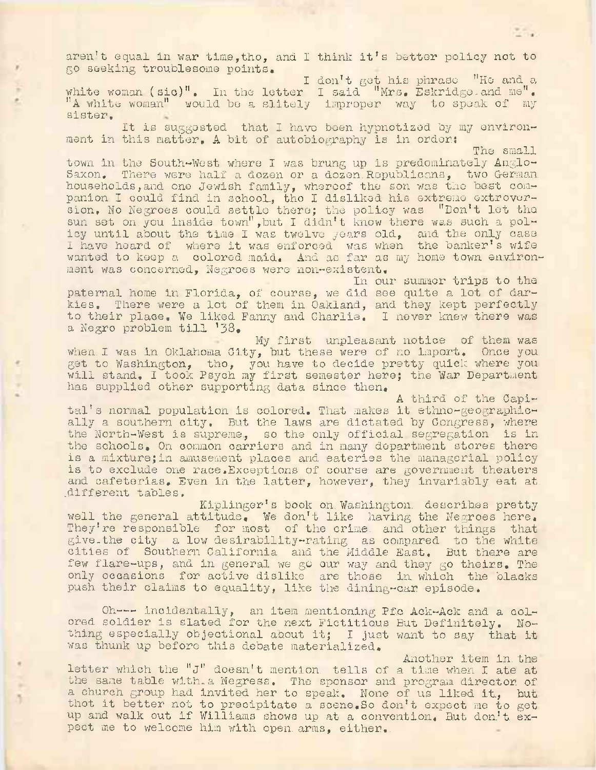aren't equal in war time, tho, and I think it's better policy not to go seeking troublesome points.

I don't get his phrase "He and a white woman (sic)". In the letter I said "Mrs. Eskridge and me". "A white woman" would be a slitely improper way to speak of my sister.

It is suggested that I have been hypnotized by my environment in this matter. A bit of autobiography is in order:

The small town in the South-West where I was brung up is predominately Anglo-Saxon. There were half a dozen or a dozen Republicans, two German households, and one Jewish family, whereof the son was the best companion I could find in school, tho I disliked his extreme extroversion. No Negroes could settle there; the policy was "Don't let the sun set on you inside town", but I didn't know there was such a policy until about the time I was twelve years old, and the only case I have heard of where it was enforced was when the banker's wife wanted to keep a colored maid. And as far as my home town environment was concerned, Negroes were non-existent.

In our summer trips to the paternal home in Florida, of course, we did see quite a lot of darkies. There were a lot of them in Oakland, and they kept perfectly to their place. We liked Fanny and Charlie. I never knew there was a Negro problem till '38.

My first unpleasant notice of them was when I was in Oklahoma City, but these were of no import. Once you get to Washington, tho, you have to decide pretty quick where you will stand. I took Psych my first semester here; the War Department has supplied other supporting data since then.

A third of the Capital's normal population is colored. That makes it ethno-geographically a southern city. But the laws are dictated by Congress, where the North-West is supreme, so the only official segregation is in the schools. On common carriers and in many department stores there is a mixture; in amusement places and eateries the managerial policy is to exclude one race. Exceptions of course are government theaters and cafeterias. Even in the latter, however, they invariably eat at different tables.

Kiplinger's book on Washington describes pretty well the general attitude. We don't like having the Negroes here. They're responsible for most of the crime and other things that give the city a low desirability-rating as compared to the white cities of Southern California and the Middle East. But there are few flare-ups, and in general we go our way and they go theirs. The only occasions for active dislike are those in which the blacks push their claims to equality, like the dining-car episode.

Oh--- incidentally, an item mentioning Pfc Ack-Ack and a colored soldier is slated for the next Fictitious But Definitely. Nothing especially objectional about it; I just want to say that it was thunk up before this debate materialized.

Another item in the letter which the "J" doesn't mention tells of a time when I ate at the same table with a Negress. The sponsor and program director of a church group had invited her to speak. None of us liked it, but thot it better not to precipitate a scene. So don't expect me to get up and walk out if Williams shows up at a convention. But don't expect me to welcome him with open arms, either.